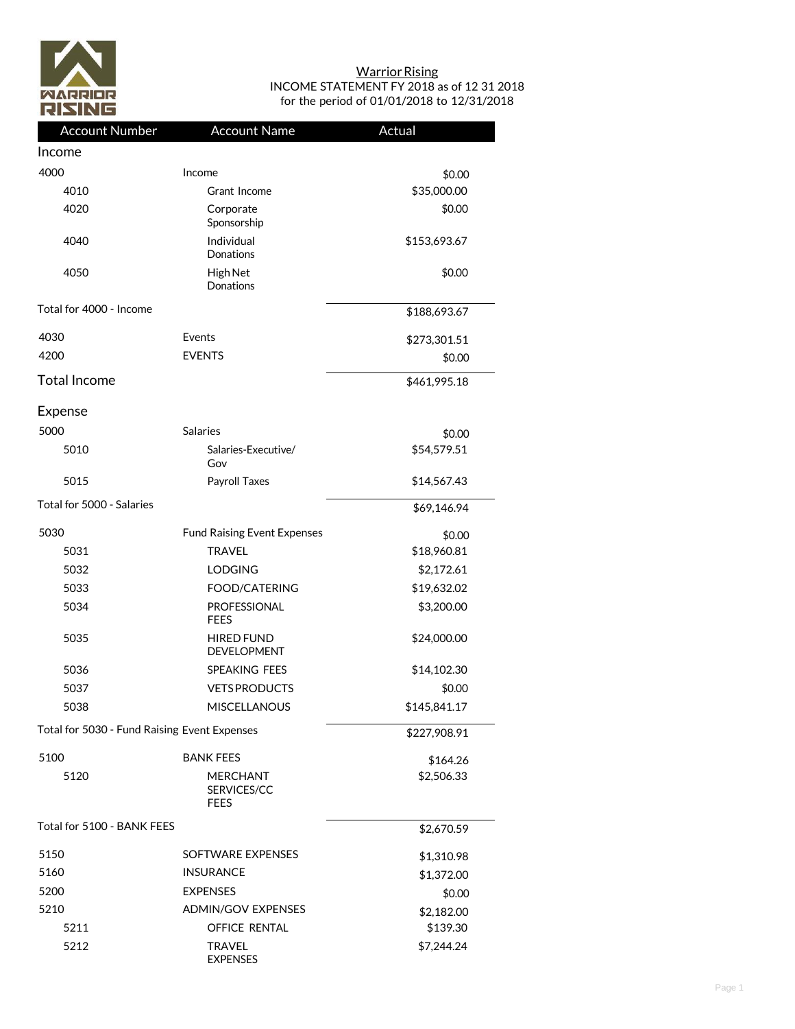# Warrior Rising

INCOME STATEMENT FY 2018 as of 12 31 2018
for the period of 01/01/2018 to 12/31/2018

| Account Number | Account Name | Actual |
|---|---|---|
| **Income** | | |
| 4000 | Income | $0.00 |
| 4010 | Grant Income | $35,000.00 |
| 4020 | Corporate Sponsorship | $0.00 |
| 4040 | Individual Donations | $153,693.67 |
| 4050 | High Net Donations | $0.00 |
| Total for 4000 - Income | | $188,693.67 |
| 4030 | Events | $273,301.51 |
| 4200 | EVENTS | $0.00 |
| **Total Income** | | $461,995.18 |
| **Expense** | | |
| 5000 | Salaries | $0.00 |
| 5010 | Salaries-Executive/ Gov | $54,579.51 |
| 5015 | Payroll Taxes | $14,567.43 |
| Total for 5000 - Salaries | | $69,146.94 |
| 5030 | Fund Raising Event Expenses | $0.00 |
| 5031 | TRAVEL | $18,960.81 |
| 5032 | LODGING | $2,172.61 |
| 5033 | FOOD/CATERING | $19,632.02 |
| 5034 | PROFESSIONAL FEES | $3,200.00 |
| 5035 | HIRED FUND DEVELOPMENT | $24,000.00 |
| 5036 | SPEAKING FEES | $14,102.30 |
| 5037 | VETS PRODUCTS | $0.00 |
| 5038 | MISCELLANOUS | $145,841.17 |
| Total for 5030 - Fund Raising Event Expenses | | $227,908.91 |
| 5100 | BANK FEES | $164.26 |
| 5120 | MERCHANT SERVICES/CC FEES | $2,506.33 |
| Total for 5100 - BANK FEES | | $2,670.59 |
| 5150 | SOFTWARE EXPENSES | $1,310.98 |
| 5160 | INSURANCE | $1,372.00 |
| 5200 | EXPENSES | $0.00 |
| 5210 | ADMIN/GOV EXPENSES | $2,182.00 |
| 5211 | OFFICE RENTAL | $139.30 |
| 5212 | TRAVEL EXPENSES | $7,244.24 |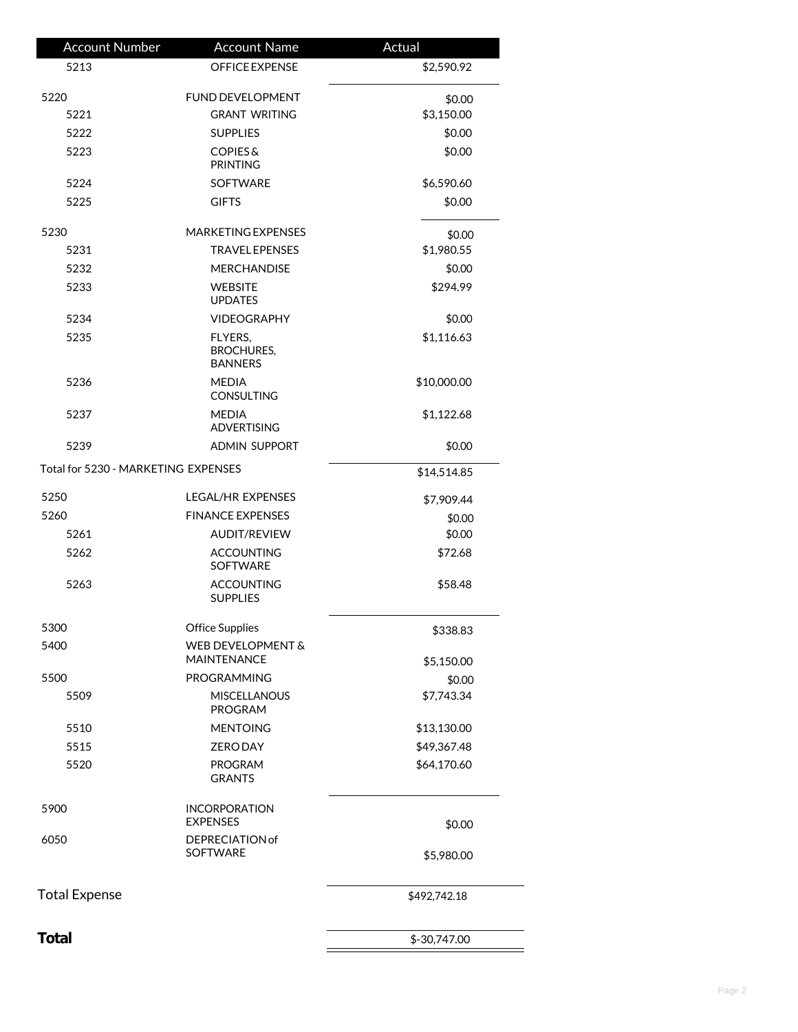| Account Number | Account Name | Actual |
|---|---|---|
| 5213 | OFFICE EXPENSE | $2,590.92 |
| 5220 | FUND DEVELOPMENT | $0.00 |
| 5221 | GRANT WRITING | $3,150.00 |
| 5222 | SUPPLIES | $0.00 |
| 5223 | COPIES & PRINTING | $0.00 |
| 5224 | SOFTWARE | $6,590.60 |
| 5225 | GIFTS | $0.00 |
| 5230 | MARKETING EXPENSES | $0.00 |
| 5231 | TRAVEL EPENSES | $1,980.55 |
| 5232 | MERCHANDISE | $0.00 |
| 5233 | WEBSITE UPDATES | $294.99 |
| 5234 | VIDEOGRAPHY | $0.00 |
| 5235 | FLYERS, BROCHURES, BANNERS | $1,116.63 |
| 5236 | MEDIA CONSULTING | $10,000.00 |
| 5237 | MEDIA ADVERTISING | $1,122.68 |
| 5239 | ADMIN SUPPORT | $0.00 |
| Total for 5230 - MARKETING EXPENSES | | $14,514.85 |
| 5250 | LEGAL/HR EXPENSES | $7,909.44 |
| 5260 | FINANCE EXPENSES | $0.00 |
| 5261 | AUDIT/REVIEW | $0.00 |
| 5262 | ACCOUNTING SOFTWARE | $72.68 |
| 5263 | ACCOUNTING SUPPLIES | $58.48 |
| 5300 | Office Supplies | $338.83 |
| 5400 | WEB DEVELOPMENT & MAINTENANCE | $5,150.00 |
| 5500 | PROGRAMMING | $0.00 |
| 5509 | MISCELLANOUS PROGRAM | $7,743.34 |
| 5510 | MENTOING | $13,130.00 |
| 5515 | ZERO DAY | $49,367.48 |
| 5520 | PROGRAM GRANTS | $64,170.60 |
| 5900 | INCORPORATION EXPENSES | $0.00 |
| 6050 | DEPRECIATION of SOFTWARE | $5,980.00 |
| Total Expense | | $492,742.18 |
| **Total** | | $-30,747.00 |